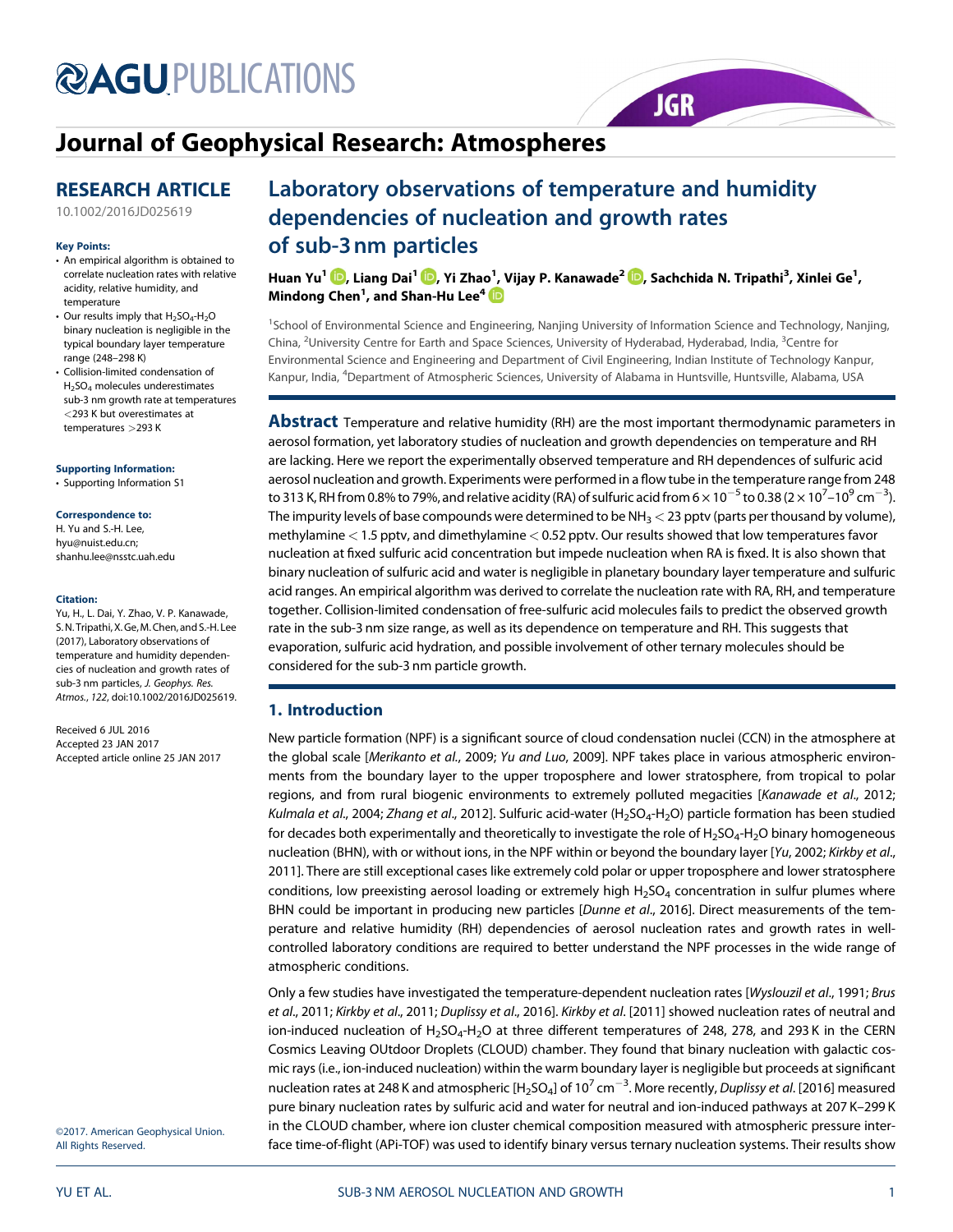# Journal of Geophysical Research: Atmospheres

## RESEARCH ARTICLE

10.1002/2016JD025619

**Key Points:**

- An empirical algorithm is obtained to correlate nucleation rates with relative acidity, relative humidity, and temperature
- Our results imply that $H_2SO_4$-$H_2O$ binary nucleation is negligible in the typical boundary layer temperature range (248–298 K)
- Collision-limited condensation of $H_2SO_4$ molecules underestimates sub-3 nm growth rate at temperatures <293 K but overestimates at temperatures >293 K

**Supporting Information:**

- Supporting Information S1

**Correspondence to:**

H. Yu and S.-H. Lee,
hyu@nuist.edu.cn;
shanhu.lee@nsstc.uah.edu

**Citation:**

Yu, H., L. Dai, Y. Zhao, V. P. Kanawade, S. N. Tripathi, X. Ge, M. Chen, and S.-H. Lee (2017), Laboratory observations of temperature and humidity dependencies of nucleation and growth rates of sub-3 nm particles, *J. Geophys. Res. Atmos.*, *122*, doi:10.1002/2016JD025619.

Received 6 JUL 2016
Accepted 23 JAN 2017
Accepted article online 25 JAN 2017

©2017. American Geophysical Union. All Rights Reserved.

# Laboratory observations of temperature and humidity dependencies of nucleation and growth rates of sub-3 nm particles

**Huan Yu[1], Liang Dai[1], Yi Zhao[1], Vijay P. Kanawade[2], Sachchida N. Tripathi[3], Xinlei Ge[1], Mindong Chen[1], and Shan-Hu Lee[4]**

[1]School of Environmental Science and Engineering, Nanjing University of Information Science and Technology, Nanjing, China, [2]University Centre for Earth and Space Sciences, University of Hyderabad, Hyderabad, India, [3]Centre for Environmental Science and Engineering and Department of Civil Engineering, Indian Institute of Technology Kanpur, Kanpur, India, [4]Department of Atmospheric Sciences, University of Alabama in Huntsville, Huntsville, Alabama, USA

**Abstract** Temperature and relative humidity (RH) are the most important thermodynamic parameters in aerosol formation, yet laboratory studies of nucleation and growth dependencies on temperature and RH are lacking. Here we report the experimentally observed temperature and RH dependences of sulfuric acid aerosol nucleation and growth. Experiments were performed in a flow tube in the temperature range from 248 to 313 K, RH from 0.8% to 79%, and relative acidity (RA) of sulfuric acid from $6 \times 10^{-5}$ to 0.38 ($2 \times 10^{7}$–$10^{9}$ cm$^{-3}$). The impurity levels of base compounds were determined to be $NH_3$ < 23 pptv (parts per thousand by volume), methylamine < 1.5 pptv, and dimethylamine < 0.52 pptv. Our results showed that low temperatures favor nucleation at fixed sulfuric acid concentration but impede nucleation when RA is fixed. It is also shown that binary nucleation of sulfuric acid and water is negligible in planetary boundary layer temperature and sulfuric acid ranges. An empirical algorithm was derived to correlate the nucleation rate with RA, RH, and temperature together. Collision-limited condensation of free-sulfuric acid molecules fails to predict the observed growth rate in the sub-3 nm size range, as well as its dependence on temperature and RH. This suggests that evaporation, sulfuric acid hydration, and possible involvement of other ternary molecules should be considered for the sub-3 nm particle growth.

## 1. Introduction

New particle formation (NPF) is a significant source of cloud condensation nuclei (CCN) in the atmosphere at the global scale [*Merikanto et al.*, 2009; *Yu and Luo*, 2009]. NPF takes place in various atmospheric environments from the boundary layer to the upper troposphere and lower stratosphere, from tropical to polar regions, and from rural biogenic environments to extremely polluted megacities [*Kanawade et al.*, 2012; *Kulmala et al.*, 2004; *Zhang et al.*, 2012]. Sulfuric acid-water ($H_2SO_4$-$H_2O$) particle formation has been studied for decades both experimentally and theoretically to investigate the role of $H_2SO_4$-$H_2O$ binary homogeneous nucleation (BHN), with or without ions, in the NPF within or beyond the boundary layer [*Yu*, 2002; *Kirkby et al.*, 2011]. There are still exceptional cases like extremely cold polar or upper troposphere and lower stratosphere conditions, low preexisting aerosol loading or extremely high $H_2SO_4$ concentration in sulfur plumes where BHN could be important in producing new particles [*Dunne et al.*, 2016]. Direct measurements of the temperature and relative humidity (RH) dependencies of aerosol nucleation rates and growth rates in well-controlled laboratory conditions are required to better understand the NPF processes in the wide range of atmospheric conditions.

Only a few studies have investigated the temperature-dependent nucleation rates [*Wyslouzil et al.*, 1991; *Brus et al.*, 2011; *Kirkby et al.*, 2011; *Duplissy et al.*, 2016]. *Kirkby et al.* [2011] showed nucleation rates of neutral and ion-induced nucleation of $H_2SO_4$-$H_2O$ at three different temperatures of 248, 278, and 293 K in the CERN Cosmics Leaving OUtdoor Droplets (CLOUD) chamber. They found that binary nucleation with galactic cosmic rays (i.e., ion-induced nucleation) within the warm boundary layer is negligible but proceeds at significant nucleation rates at 248 K and atmospheric [$H_2SO_4$] of $10^{7}$ cm$^{-3}$. More recently, *Duplissy et al.* [2016] measured pure binary nucleation rates by sulfuric acid and water for neutral and ion-induced pathways at 207 K–299 K in the CLOUD chamber, where ion cluster chemical composition measured with atmospheric pressure interface time-of-flight (APi-TOF) was used to identify binary versus ternary nucleation systems. Their results show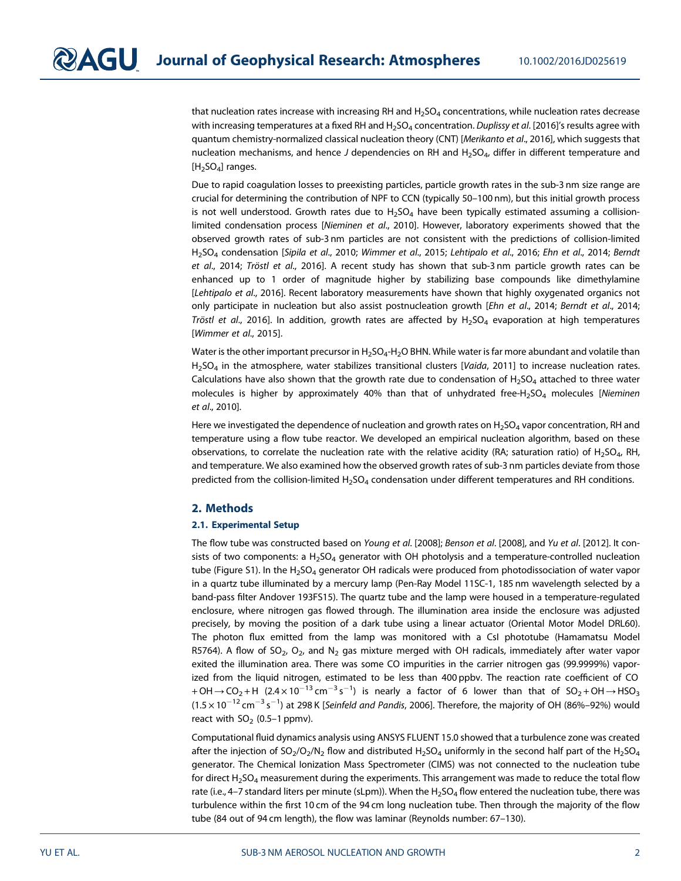that nucleation rates increase with increasing RH and $H_2SO_4$ concentrations, while nucleation rates decrease with increasing temperatures at a fixed RH and $H_2SO_4$ concentration. *Duplissy et al.* [2016]'s results agree with quantum chemistry-normalized classical nucleation theory (CNT) [*Merikanto et al.*, 2016], which suggests that nucleation mechanisms, and hence $J$ dependencies on RH and $H_2SO_4$, differ in different temperature and $[H_2SO_4]$ ranges.

Due to rapid coagulation losses to preexisting particles, particle growth rates in the sub-3 nm size range are crucial for determining the contribution of NPF to CCN (typically 50–100 nm), but this initial growth process is not well understood. Growth rates due to $H_2SO_4$ have been typically estimated assuming a collision-limited condensation process [*Nieminen et al.*, 2010]. However, laboratory experiments showed that the observed growth rates of sub-3 nm particles are not consistent with the predictions of collision-limited $H_2SO_4$ condensation [*Sipila et al.*, 2010; *Wimmer et al.*, 2015; *Lehtipalo et al.*, 2016; *Ehn et al.*, 2014; *Berndt et al.*, 2014; *Tröstl et al.*, 2016]. A recent study has shown that sub-3 nm particle growth rates can be enhanced up to 1 order of magnitude higher by stabilizing base compounds like dimethylamine [*Lehtipalo et al.*, 2016]. Recent laboratory measurements have shown that highly oxygenated organics not only participate in nucleation but also assist postnucleation growth [*Ehn et al.*, 2014; *Berndt et al.*, 2014; *Tröstl et al.*, 2016]. In addition, growth rates are affected by $H_2SO_4$ evaporation at high temperatures [*Wimmer et al.*, 2015].

Water is the other important precursor in $H_2SO_4$-$H_2O$ BHN. While water is far more abundant and volatile than $H_2SO_4$ in the atmosphere, water stabilizes transitional clusters [*Vaida*, 2011] to increase nucleation rates. Calculations have also shown that the growth rate due to condensation of $H_2SO_4$ attached to three water molecules is higher by approximately 40% than that of unhydrated free-$H_2SO_4$ molecules [*Nieminen et al.*, 2010].

Here we investigated the dependence of nucleation and growth rates on $H_2SO_4$ vapor concentration, RH and temperature using a flow tube reactor. We developed an empirical nucleation algorithm, based on these observations, to correlate the nucleation rate with the relative acidity (RA; saturation ratio) of $H_2SO_4$, RH, and temperature. We also examined how the observed growth rates of sub-3 nm particles deviate from those predicted from the collision-limited $H_2SO_4$ condensation under different temperatures and RH conditions.

## 2. Methods

### 2.1. Experimental Setup

The flow tube was constructed based on *Young et al.* [2008]; *Benson et al.* [2008], and *Yu et al.* [2012]. It consists of two components: a $H_2SO_4$ generator with OH photolysis and a temperature-controlled nucleation tube (Figure S1). In the $H_2SO_4$ generator OH radicals were produced from photodissociation of water vapor in a quartz tube illuminated by a mercury lamp (Pen-Ray Model 11SC-1, 185 nm wavelength selected by a band-pass filter Andover 193FS15). The quartz tube and the lamp were housed in a temperature-regulated enclosure, where nitrogen gas flowed through. The illumination area inside the enclosure was adjusted precisely, by moving the position of a dark tube using a linear actuator (Oriental Motor Model DRL60). The photon flux emitted from the lamp was monitored with a CsI phototube (Hamamatsu Model R5764). A flow of $SO_2$, $O_2$, and $N_2$ gas mixture merged with OH radicals, immediately after water vapor exited the illumination area. There was some CO impurities in the carrier nitrogen gas (99.9999%) vaporized from the liquid nitrogen, estimated to be less than 400 pptv. The reaction rate coefficient of $CO + OH \rightarrow CO_2 + H$ ($2.4 \times 10^{-13}\,cm^{-3}\,s^{-1}$) is nearly a factor of 6 lower than that of $SO_2 + OH \rightarrow HSO_3$ ($1.5 \times 10^{-12}\,cm^{-3}\,s^{-1}$) at 298 K [*Seinfeld and Pandis*, 2006]. Therefore, the majority of OH (86%–92%) would react with $SO_2$ (0.5–1 ppmv).

Computational fluid dynamics analysis using ANSYS FLUENT 15.0 showed that a turbulence zone was created after the injection of $SO_2/O_2/N_2$ flow and distributed $H_2SO_4$ uniformly in the second half part of the $H_2SO_4$ generator. The Chemical Ionization Mass Spectrometer (CIMS) was not connected to the nucleation tube for direct $H_2SO_4$ measurement during the experiments. This arrangement was made to reduce the total flow rate (i.e., 4–7 standard liters per minute (sLpm)). When the $H_2SO_4$ flow entered the nucleation tube, there was turbulence within the first 10 cm of the 94 cm long nucleation tube. Then through the majority of the flow tube (84 out of 94 cm length), the flow was laminar (Reynolds number: 67–130).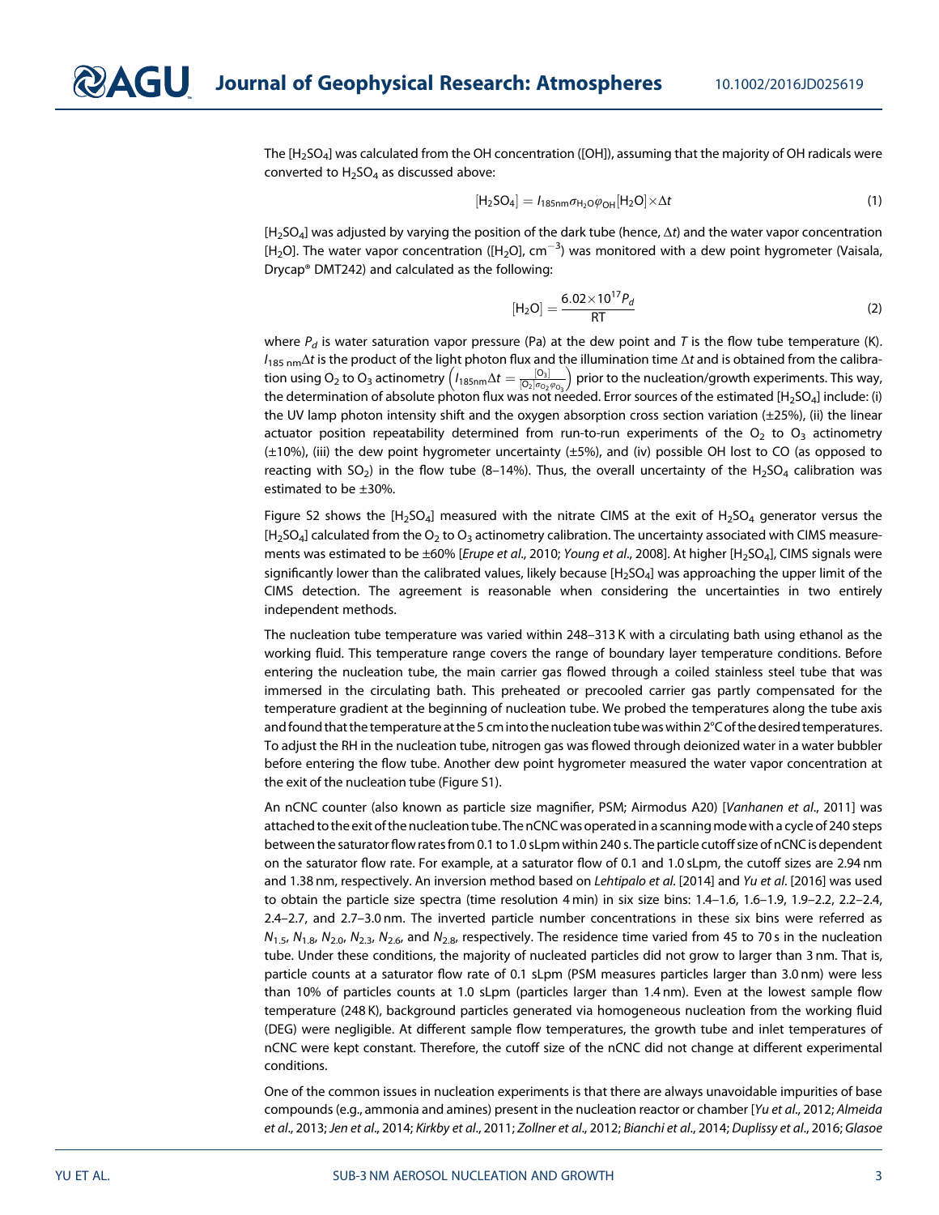The $[H_2SO_4]$ was calculated from the OH concentration ([OH]), assuming that the majority of OH radicals were converted to $H_2SO_4$ as discussed above:

$$[H_2SO_4] = I_{185nm}\sigma_{H_2O}\varphi_{OH}[H_2O]\times\Delta t \tag{1}$$

$[H_2SO_4]$ was adjusted by varying the position of the dark tube (hence, $\Delta t$) and the water vapor concentration $[H_2O]$. The water vapor concentration ($[H_2O]$, $cm^{-3}$) was monitored with a dew point hygrometer (Vaisala, Drycap® DMT242) and calculated as the following:

$$[H_2O] = \frac{6.02\times10^{17}P_d}{RT} \tag{2}$$

where $P_d$ is water saturation vapor pressure (Pa) at the dew point and $T$ is the flow tube temperature (K). $I_{185\,nm}\Delta t$ is the product of the light photon flux and the illumination time $\Delta t$ and is obtained from the calibration using $O_2$ to $O_3$ actinometry $\left(I_{185nm}\Delta t = \frac{[O_3]}{[O_2]\sigma_{O_2}\varphi_{O_3}}\right)$ prior to the nucleation/growth experiments. This way, the determination of absolute photon flux was not needed. Error sources of the estimated $[H_2SO_4]$ include: (i) the UV lamp photon intensity shift and the oxygen absorption cross section variation (±25%), (ii) the linear actuator position repeatability determined from run-to-run experiments of the $O_2$ to $O_3$ actinometry (±10%), (iii) the dew point hygrometer uncertainty (±5%), and (iv) possible OH lost to CO (as opposed to reacting with $SO_2$) in the flow tube (8–14%). Thus, the overall uncertainty of the $H_2SO_4$ calibration was estimated to be ±30%.

Figure S2 shows the $[H_2SO_4]$ measured with the nitrate CIMS at the exit of $H_2SO_4$ generator versus the $[H_2SO_4]$ calculated from the $O_2$ to $O_3$ actinometry calibration. The uncertainty associated with CIMS measurements was estimated to be ±60% [*Erupe et al*., 2010; *Young et al*., 2008]. At higher $[H_2SO_4]$, CIMS signals were significantly lower than the calibrated values, likely because $[H_2SO_4]$ was approaching the upper limit of the CIMS detection. The agreement is reasonable when considering the uncertainties in two entirely independent methods.

The nucleation tube temperature was varied within 248–313 K with a circulating bath using ethanol as the working fluid. This temperature range covers the range of boundary layer temperature conditions. Before entering the nucleation tube, the main carrier gas flowed through a coiled stainless steel tube that was immersed in the circulating bath. This preheated or precooled carrier gas partly compensated for the temperature gradient at the beginning of nucleation tube. We probed the temperatures along the tube axis and found that the temperature at the 5 cm into the nucleation tube was within 2°C of the desired temperatures. To adjust the RH in the nucleation tube, nitrogen gas was flowed through deionized water in a water bubbler before entering the flow tube. Another dew point hygrometer measured the water vapor concentration at the exit of the nucleation tube (Figure S1).

An nCNC counter (also known as particle size magnifier, PSM; Airmodus A20) [*Vanhanen et al*., 2011] was attached to the exit of the nucleation tube. The nCNC was operated in a scanning mode with a cycle of 240 steps between the saturator flow rates from 0.1 to 1.0 sLpm within 240 s. The particle cutoff size of nCNC is dependent on the saturator flow rate. For example, at a saturator flow of 0.1 and 1.0 sLpm, the cutoff sizes are 2.94 nm and 1.38 nm, respectively. An inversion method based on *Lehtipalo et al*. [2014] and *Yu et al*. [2016] was used to obtain the particle size spectra (time resolution 4 min) in six size bins: 1.4–1.6, 1.6–1.9, 1.9–2.2, 2.2–2.4, 2.4–2.7, and 2.7–3.0 nm. The inverted particle number concentrations in these six bins were referred as $N_{1.5}$, $N_{1.8}$, $N_{2.0}$, $N_{2.3}$, $N_{2.6}$, and $N_{2.8}$, respectively. The residence time varied from 45 to 70 s in the nucleation tube. Under these conditions, the majority of nucleated particles did not grow to larger than 3 nm. That is, particle counts at a saturator flow rate of 0.1 sLpm (PSM measures particles larger than 3.0 nm) were less than 10% of particles counts at 1.0 sLpm (particles larger than 1.4 nm). Even at the lowest sample flow temperature (248 K), background particles generated via homogeneous nucleation from the working fluid (DEG) were negligible. At different sample flow temperatures, the growth tube and inlet temperatures of nCNC were kept constant. Therefore, the cutoff size of the nCNC did not change at different experimental conditions.

One of the common issues in nucleation experiments is that there are always unavoidable impurities of base compounds (e.g., ammonia and amines) present in the nucleation reactor or chamber [*Yu et al*., 2012; *Almeida et al*., 2013; *Jen et al*., 2014; *Kirkby et al*., 2011; *Zollner et al*., 2012; *Bianchi et al*., 2014; *Duplissy et al*., 2016; *Glasoe*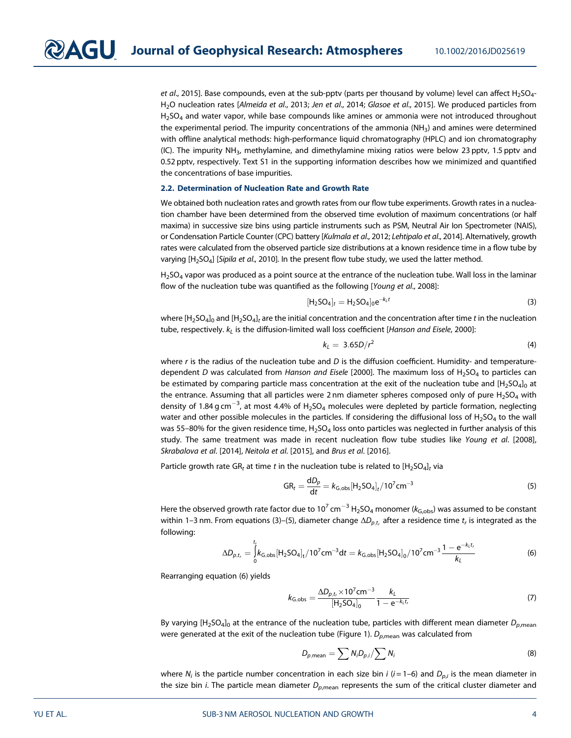*et al*., 2015]. Base compounds, even at the sub-pptv (parts per thousand by volume) level can affect $H_2SO_4$-$H_2O$ nucleation rates [*Almeida et al*., 2013; *Jen et al*., 2014; *Glasoe et al*., 2015]. We produced particles from $H_2SO_4$ and water vapor, while base compounds like amines or ammonia were not introduced throughout the experimental period. The impurity concentrations of the ammonia ($NH_3$) and amines were determined with offline analytical methods: high-performance liquid chromatography (HPLC) and ion chromatography (IC). The impurity $NH_3$, methylamine, and dimethylamine mixing ratios were below 23 pptv, 1.5 pptv and 0.52 pptv, respectively. Text S1 in the supporting information describes how we minimized and quantified the concentrations of base impurities.

### 2.2. Determination of Nucleation Rate and Growth Rate

We obtained both nucleation rates and growth rates from our flow tube experiments. Growth rates in a nucleation chamber have been determined from the observed time evolution of maximum concentrations (or half maxima) in successive size bins using particle instruments such as PSM, Neutral Air Ion Spectrometer (NAIS), or Condensation Particle Counter (CPC) battery [*Kulmala et al*., 2012; *Lehtipalo et al*., 2014]. Alternatively, growth rates were calculated from the observed particle size distributions at a known residence time in a flow tube by varying [$H_2SO_4$] [*Sipila et al*., 2010]. In the present flow tube study, we used the latter method.

$H_2SO_4$ vapor was produced as a point source at the entrance of the nucleation tube. Wall loss in the laminar flow of the nucleation tube was quantified as the following [*Young et al*., 2008]:

$$[H_2SO_4]_t = H_2SO_4]_0 e^{-k_L t} \tag{3}$$

where $[H_2SO_4]_0$ and $[H_2SO_4]_t$ are the initial concentration and the concentration after time $t$ in the nucleation tube, respectively. $k_L$ is the diffusion-limited wall loss coefficient [*Hanson and Eisele*, 2000]:

$$k_L = 3.65D/r^2 \tag{4}$$

where $r$ is the radius of the nucleation tube and $D$ is the diffusion coefficient. Humidity- and temperature-dependent $D$ was calculated from *Hanson and Eisele* [2000]. The maximum loss of $H_2SO_4$ to particles can be estimated by comparing particle mass concentration at the exit of the nucleation tube and $[H_2SO_4]_0$ at the entrance. Assuming that all particles were 2 nm diameter spheres composed only of pure $H_2SO_4$ with density of 1.84 g cm$^{-3}$, at most 4.4% of $H_2SO_4$ molecules were depleted by particle formation, neglecting water and other possible molecules in the particles. If considering the diffusional loss of $H_2SO_4$ to the wall was 55–80% for the given residence time, $H_2SO_4$ loss onto particles was neglected in further analysis of this study. The same treatment was made in recent nucleation flow tube studies like *Young et al*. [2008], *Skrabalova et al*. [2014], *Neitola et al*. [2015], and *Brus et al*. [2016].

Particle growth rate $GR_t$ at time $t$ in the nucleation tube is related to $[H_2SO_4]_t$ via

$$GR_t = \frac{dD_p}{dt} = k_{G,obs}[H_2SO_4]_t/10^7 cm^{-3} \tag{5}$$

Here the observed growth rate factor due to $10^7$ cm$^{-3}$ $H_2SO_4$ monomer ($k_{G,obs}$) was assumed to be constant within 1–3 nm. From equations (3)–(5), diameter change $\Delta D_{p,t_r}$ after a residence time $t_r$ is integrated as the following:

$$\Delta D_{p,t_r} = \int_0^{t_r} k_{G,obs}[H_2SO_4]_t/10^7 cm^{-3} dt = k_{G,obs}[H_2SO_4]_0/10^7 cm^{-3}\frac{1-e^{-k_L t_r}}{k_L} \tag{6}$$

Rearranging equation (6) yields

$$k_{G,obs} = \frac{\Delta D_{p,t_r} \times 10^7 cm^{-3}}{[H_2SO_4]_0}\frac{k_L}{1-e^{-k_L t_r}} \tag{7}$$

By varying $[H_2SO_4]_0$ at the entrance of the nucleation tube, particles with different mean diameter $D_{p,mean}$ were generated at the exit of the nucleation tube (Figure 1). $D_{p,mean}$ was calculated from

$$D_{p,mean} = \sum N_i D_{p,i} / \sum N_i \tag{8}$$

where $N_i$ is the particle number concentration in each size bin $i$ ($i$ = 1–6) and $D_{p,i}$ is the mean diameter in the size bin $i$. The particle mean diameter $D_{p,mean}$ represents the sum of the critical cluster diameter and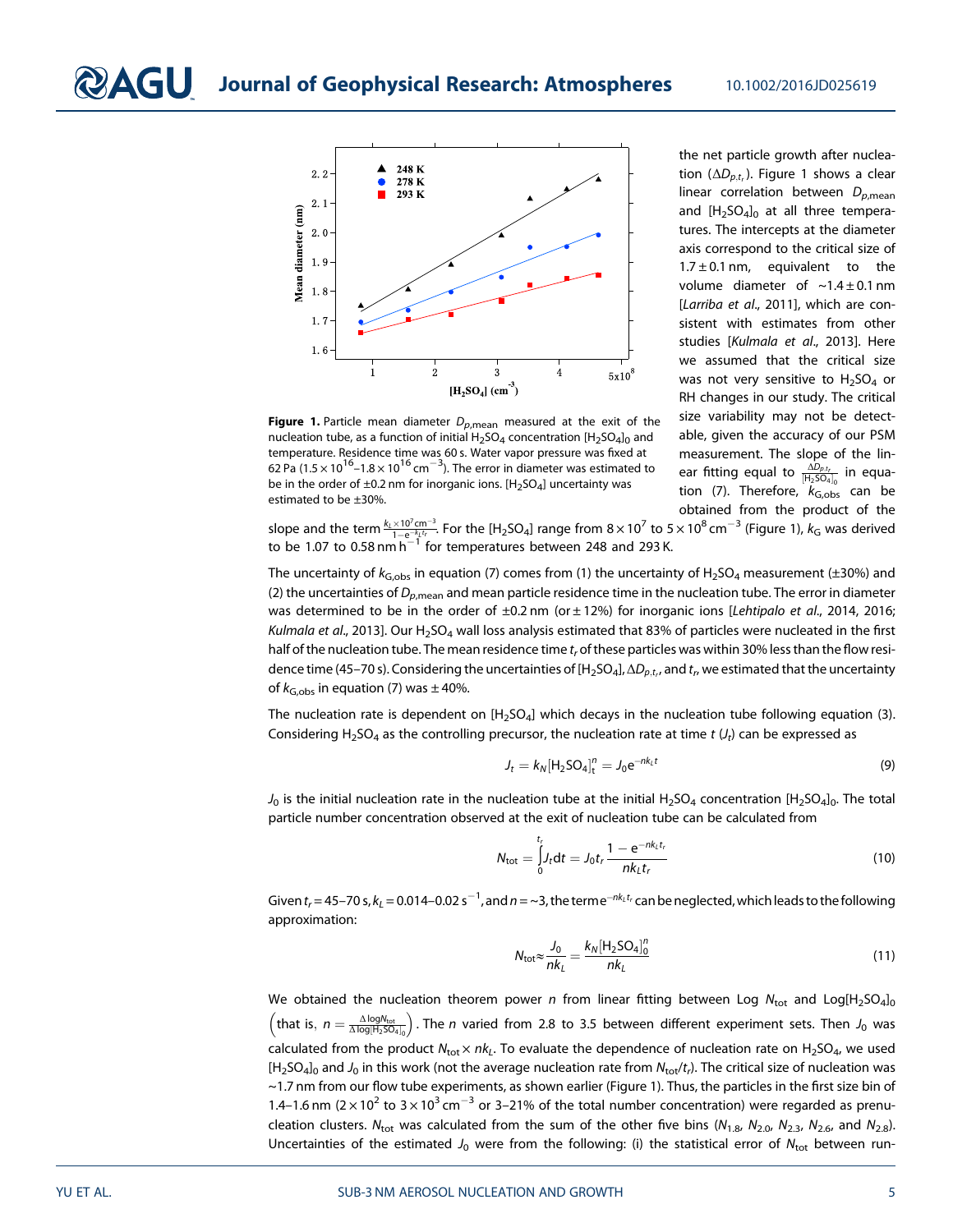**Figure 1.** Particle mean diameter $D_{p,\text{mean}}$ measured at the exit of the nucleation tube, as a function of initial $H_2SO_4$ concentration $[H_2SO_4]_0$ and temperature. Residence time was 60 s. Water vapor pressure was fixed at 62 Pa ($1.5 \times 10^{16}$–$1.8 \times 10^{16}$ cm$^{-3}$). The error in diameter was estimated to be in the order of ±0.2 nm for inorganic ions. $[H_2SO_4]$ uncertainty was estimated to be ±30%.

the net particle growth after nucleation ($\Delta D_{p,t_r}$). Figure 1 shows a clear linear correlation between $D_{p,\text{mean}}$ and $[H_2SO_4]_0$ at all three temperatures. The intercepts at the diameter axis correspond to the critical size of $1.7 \pm 0.1$ nm, equivalent to the volume diameter of $\sim 1.4 \pm 0.1$ nm [*Larriba et al.*, 2011], which are consistent with estimates from other studies [*Kulmala et al.*, 2013]. Here we assumed that the critical size was not very sensitive to $H_2SO_4$ or RH changes in our study. The critical size variability may not be detectable, given the accuracy of our PSM measurement. The slope of the linear fitting equal to $\frac{\Delta D_{p,t_r}}{[H_2SO_4]_0}$ in equation (7). Therefore, $k_{G,\text{obs}}$ can be obtained from the product of the slope and the term $\frac{k_L \times 10^7 \text{cm}^{-3}}{1-e^{-k_L t_r}}$. For the $[H_2SO_4]$ range from $8 \times 10^7$ to $5 \times 10^8$ cm$^{-3}$ (Figure 1), $k_G$ was derived to be 1.07 to 0.58 nm h$^{-1}$ for temperatures between 248 and 293 K.

The uncertainty of $k_{G,\text{obs}}$ in equation (7) comes from (1) the uncertainty of $H_2SO_4$ measurement (±30%) and (2) the uncertainties of $D_{p,\text{mean}}$ and mean particle residence time in the nucleation tube. The error in diameter was determined to be in the order of ±0.2 nm (or ± 12%) for inorganic ions [*Lehtipalo et al.*, 2014, 2016; *Kulmala et al.*, 2013]. Our $H_2SO_4$ wall loss analysis estimated that 83% of particles were nucleated in the first half of the nucleation tube. The mean residence time $t_r$ of these particles was within 30% less than the flow residence time (45–70 s). Considering the uncertainties of $[H_2SO_4]$, $\Delta D_{p,t_r}$, and $t_r$, we estimated that the uncertainty of $k_{G,\text{obs}}$ in equation (7) was ± 40%.

The nucleation rate is dependent on $[H_2SO_4]$ which decays in the nucleation tube following equation (3). Considering $H_2SO_4$ as the controlling precursor, the nucleation rate at time $t$ ($J_t$) can be expressed as

$$J_t = k_N [H_2SO_4]_t^n = J_0 e^{-nk_L t} \tag{9}$$

$J_0$ is the initial nucleation rate in the nucleation tube at the initial $H_2SO_4$ concentration $[H_2SO_4]_0$. The total particle number concentration observed at the exit of nucleation tube can be calculated from

$$N_{\text{tot}} = \int_0^{t_r} J_t dt = J_0 t_r \frac{1 - e^{-nk_L t_r}}{nk_L t_r} \tag{10}$$

Given $t_r$ = 45–70 s, $k_L$ = 0.014–0.02 s$^{-1}$, and $n$ = ~3, the term $e^{-nk_L t_r}$ can be neglected, which leads to the following approximation:

$$N_{\text{tot}} \approx \frac{J_0}{nk_L} = \frac{k_N [H_2SO_4]_0^n}{nk_L} \tag{11}$$

We obtained the nucleation theorem power $n$ from linear fitting between Log $N_{\text{tot}}$ and Log$[H_2SO_4]_0$ $\left(\text{that is, } n = \frac{\Delta \log N_{\text{tot}}}{\Delta \log [H_2SO_4]_0}\right)$. The $n$ varied from 2.8 to 3.5 between different experiment sets. Then $J_0$ was calculated from the product $N_{\text{tot}} \times nk_L$. To evaluate the dependence of nucleation rate on $H_2SO_4$, we used $[H_2SO_4]_0$ and $J_0$ in this work (not the average nucleation rate from $N_{\text{tot}}/t_r$). The critical size of nucleation was ~1.7 nm from our flow tube experiments, as shown earlier (Figure 1). Thus, the particles in the first size bin of 1.4–1.6 nm ($2 \times 10^2$ to $3 \times 10^3$ cm$^{-3}$ or 3–21% of the total number concentration) were regarded as prenucleation clusters. $N_{\text{tot}}$ was calculated from the sum of the other five bins ($N_{1.8}$, $N_{2.0}$, $N_{2.3}$, $N_{2.6}$, and $N_{2.8}$). Uncertainties of the estimated $J_0$ were from the following: (i) the statistical error of $N_{\text{tot}}$ between run-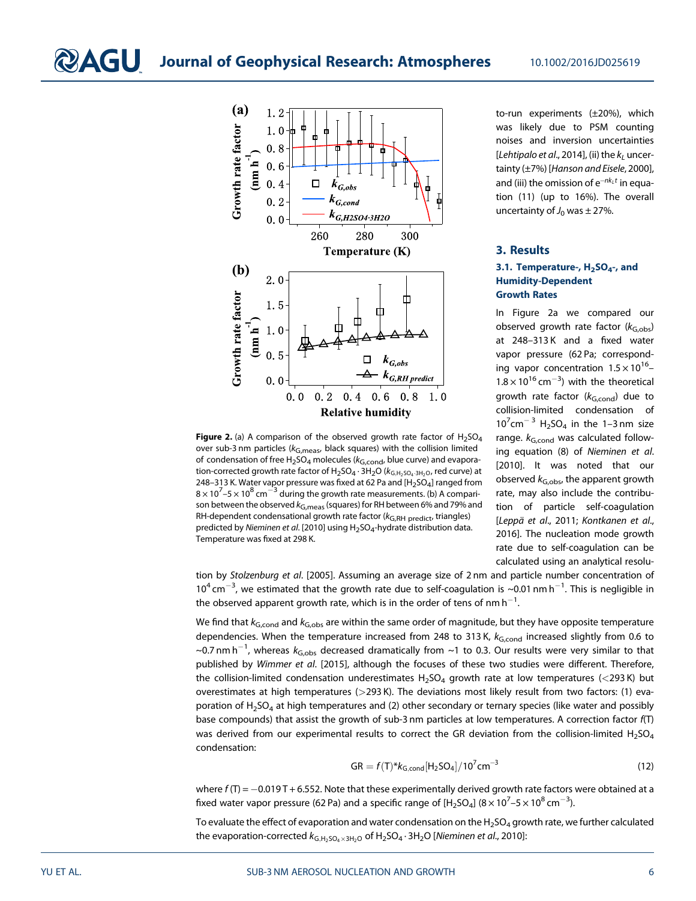**Figure 2.** (a) A comparison of the observed growth rate factor of $H_2SO_4$ over sub-3 nm particles ($k_{G,meas}$, black squares) with the collision limited of condensation of free $H_2SO_4$ molecules ($k_{G,cond}$, blue curve) and evaporation-corrected growth rate factor of $H_2SO_4 \cdot 3H_2O$ ($k_{G,H_2SO_4 \cdot 3H_2O}$, red curve) at 248–313 K. Water vapor pressure was fixed at 62 Pa and $[H_2SO_4]$ ranged from $8 \times 10^7$–$5 \times 10^8$ cm$^{-3}$ during the growth rate measurements. (b) A comparison between the observed $k_{G,meas}$ (squares) for RH between 6% and 79% and RH-dependent condensational growth rate factor ($k_{G,RH\ predict}$, triangles) predicted by *Nieminen et al.* [2010] using $H_2SO_4$-hydrate distribution data. Temperature was fixed at 298 K.

to-run experiments (±20%), which was likely due to PSM counting noises and inversion uncertainties [*Lehtipalo et al.*, 2014], (ii) the $k_L$ uncertainty (±7%) [*Hanson and Eisele*, 2000], and (iii) the omission of $e^{-nk_Lt}$ in equation (11) (up to 16%). The overall uncertainty of $J_0$ was ± 27%.

## 3. Results

### 3.1. Temperature-, $H_2SO_4$-, and Humidity-Dependent Growth Rates

In Figure 2a we compared our observed growth rate factor ($k_{G,obs}$) at 248–313 K and a fixed water vapor pressure (62 Pa; corresponding vapor concentration $1.5 \times 10^{16}$–$1.8 \times 10^{16}$ cm$^{-3}$) with the theoretical growth rate factor ($k_{G,cond}$) due to collision-limited condensation of $10^7$cm$^{-3}$ $H_2SO_4$ in the 1–3 nm size range. $k_{G,cond}$ was calculated following equation (8) of *Nieminen et al.* [2010]. It was noted that our observed $k_{G,obs}$, the apparent growth rate, may also include the contribution of particle self-coagulation [*Leppä et al.*, 2011; *Kontkanen et al.*, 2016]. The nucleation mode growth rate due to self-coagulation can be calculated using an analytical resolution by *Stolzenburg et al.* [2005]. Assuming an average size of 2 nm and particle number concentration of $10^4$ cm$^{-3}$, we estimated that the growth rate due to self-coagulation is ~0.01 nm h$^{-1}$. This is negligible in the observed apparent growth rate, which is in the order of tens of nm h$^{-1}$.

We find that $k_{G,cond}$ and $k_{G,obs}$ are within the same order of magnitude, but they have opposite temperature dependencies. When the temperature increased from 248 to 313 K, $k_{G,cond}$ increased slightly from 0.6 to ~0.7 nm h$^{-1}$, whereas $k_{G,obs}$ decreased dramatically from ~1 to 0.3. Our results were very similar to that published by *Wimmer et al.* [2015], although the focuses of these two studies were different. Therefore, the collision-limited condensation underestimates $H_2SO_4$ growth rate at low temperatures (<293 K) but overestimates at high temperatures (>293 K). The deviations most likely result from two factors: (1) evaporation of $H_2SO_4$ at high temperatures and (2) other secondary or ternary species (like water and possibly base compounds) that assist the growth of sub-3 nm particles at low temperatures. A correction factor $f(T)$ was derived from our experimental results to correct the GR deviation from the collision-limited $H_2SO_4$ condensation:

$$\mathrm{GR} = f(T) * k_{G,cond}[H_2SO_4]/10^7\mathrm{cm}^{-3} \tag{12}$$

where $f(T) = -0.019T + 6.552$. Note that these experimentally derived growth rate factors were obtained at a fixed water vapor pressure (62 Pa) and a specific range of $[H_2SO_4]$ ($8 \times 10^7$–$5 \times 10^8$ cm$^{-3}$).

To evaluate the effect of evaporation and water condensation on the $H_2SO_4$ growth rate, we further calculated the evaporation-corrected $k_{G,H_2SO_4 \times 3H_2O}$ of $H_2SO_4 \cdot 3H_2O$ [*Nieminen et al.*, 2010]: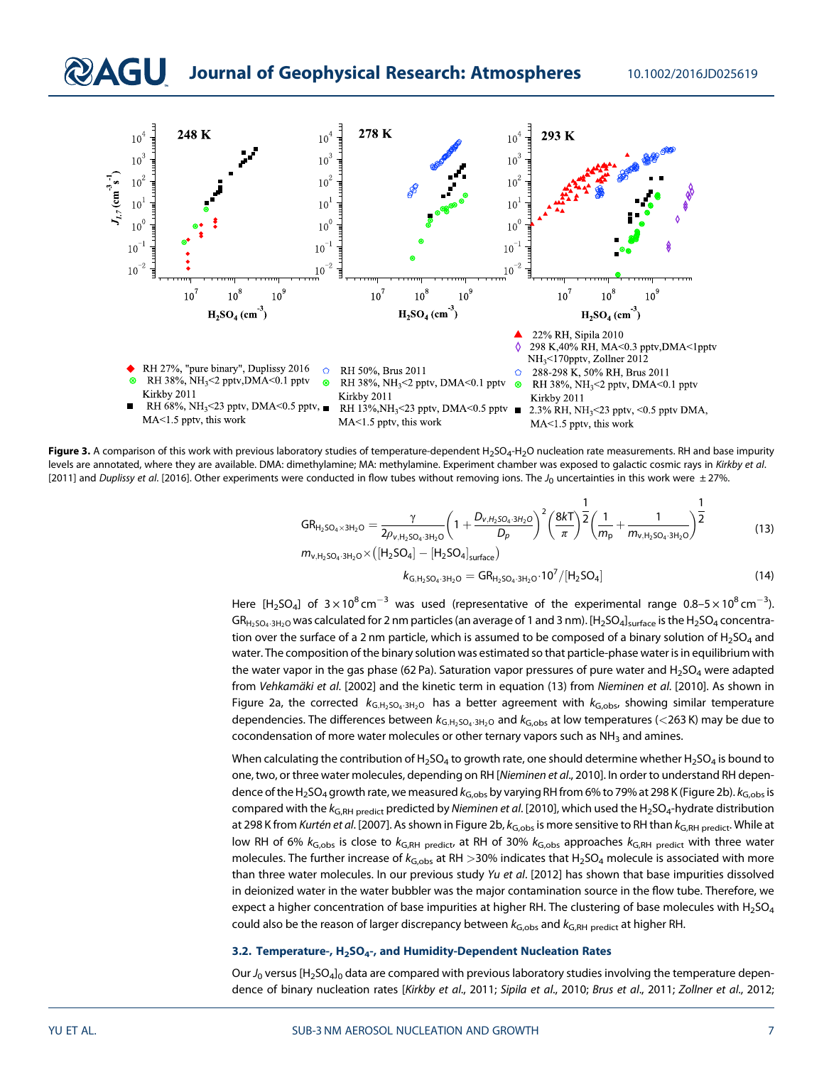**Figure 3.** A comparison of this work with previous laboratory studies of temperature-dependent $H_2SO_4$-$H_2O$ nucleation rate measurements. RH and base impurity levels are annotated, where they are available. DMA: dimethylamine; MA: methylamine. Experiment chamber was exposed to galactic cosmic rays in *Kirkby et al.* [2011] and *Duplissy et al.* [2016]. Other experiments were conducted in flow tubes without removing ions. The $J_0$ uncertainties in this work were $\pm 27\%$.

$$\mathrm{GR}_{H_2SO_4\times 3H_2O} = \frac{\gamma}{2\rho_{v,H_2SO_4\cdot 3H_2O}}\left(1+\frac{D_{v,H_2SO_4\cdot 3H_2O}}{D_p}\right)^2\left(\frac{8kT}{\pi}\right)^{\frac{1}{2}}\left(\frac{1}{m_p}+\frac{1}{m_{v,H_2SO_4\cdot 3H_2O}}\right)^{\frac{1}{2}} m_{v,H_2SO_4\cdot 3H_2O}\times\left([H_2SO_4]-[H_2SO_4]_{\mathrm{surface}}\right) \tag{13}$$

$$k_{G,H_2SO_4\cdot 3H_2O} = \mathrm{GR}_{H_2SO_4\cdot 3H_2O}\cdot 10^7/[H_2SO_4] \tag{14}$$

Here $[H_2SO_4]$ of $3\times10^8\ \mathrm{cm^{-3}}$ was used (representative of the experimental range $0.8$–$5\times10^8\ \mathrm{cm^{-3}}$). $\mathrm{GR}_{H_2SO_4\cdot 3H_2O}$ was calculated for 2 nm particles (an average of 1 and 3 nm). $[H_2SO_4]_{\mathrm{surface}}$ is the $H_2SO_4$ concentration over the surface of a 2 nm particle, which is assumed to be composed of a binary solution of $H_2SO_4$ and water. The composition of the binary solution was estimated so that particle-phase water is in equilibrium with the water vapor in the gas phase (62 Pa). Saturation vapor pressures of pure water and $H_2SO_4$ were adapted from *Vehkamäki et al.* [2002] and the kinetic term in equation (13) from *Nieminen et al.* [2010]. As shown in Figure 2a, the corrected $k_{G,H_2SO_4\cdot 3H_2O}$ has a better agreement with $k_{G,\mathrm{obs}}$, showing similar temperature dependencies. The differences between $k_{G,H_2SO_4\cdot 3H_2O}$ and $k_{G,\mathrm{obs}}$ at low temperatures ($<$263 K) may be due to cocondensation of more water molecules or other ternary vapors such as $NH_3$ and amines.

When calculating the contribution of $H_2SO_4$ to growth rate, one should determine whether $H_2SO_4$ is bound to one, two, or three water molecules, depending on RH [*Nieminen et al.*, 2010]. In order to understand RH dependence of the $H_2SO_4$ growth rate, we measured $k_{G,\mathrm{obs}}$ by varying RH from 6% to 79% at 298 K (Figure 2b). $k_{G,\mathrm{obs}}$ is compared with the $k_{G,\mathrm{RH\ predict}}$ predicted by *Nieminen et al.* [2010], which used the $H_2SO_4$-hydrate distribution at 298 K from *Kurtén et al.* [2007]. As shown in Figure 2b, $k_{G,\mathrm{obs}}$ is more sensitive to RH than $k_{G,\mathrm{RH\ predict}}$. While at low RH of 6% $k_{G,\mathrm{obs}}$ is close to $k_{G,\mathrm{RH\ predict}}$, at RH of 30% $k_{G,\mathrm{obs}}$ approaches $k_{G,\mathrm{RH\ predict}}$ with three water molecules. The further increase of $k_{G,\mathrm{obs}}$ at RH $>$30% indicates that $H_2SO_4$ molecule is associated with more than three water molecules. In our previous study *Yu et al.* [2012] has shown that base impurities dissolved in deionized water in the water bubbler was the major contamination source in the flow tube. Therefore, we expect a higher concentration of base impurities at higher RH. The clustering of base molecules with $H_2SO_4$ could also be the reason of larger discrepancy between $k_{G,\mathrm{obs}}$ and $k_{G,\mathrm{RH\ predict}}$ at higher RH.

### 3.2. Temperature-, $H_2SO_4$-, and Humidity-Dependent Nucleation Rates

Our $J_0$ versus $[H_2SO_4]_0$ data are compared with previous laboratory studies involving the temperature dependence of binary nucleation rates [*Kirkby et al.*, 2011; *Sipila et al.*, 2010; *Brus et al.*, 2011; *Zollner et al.*, 2012;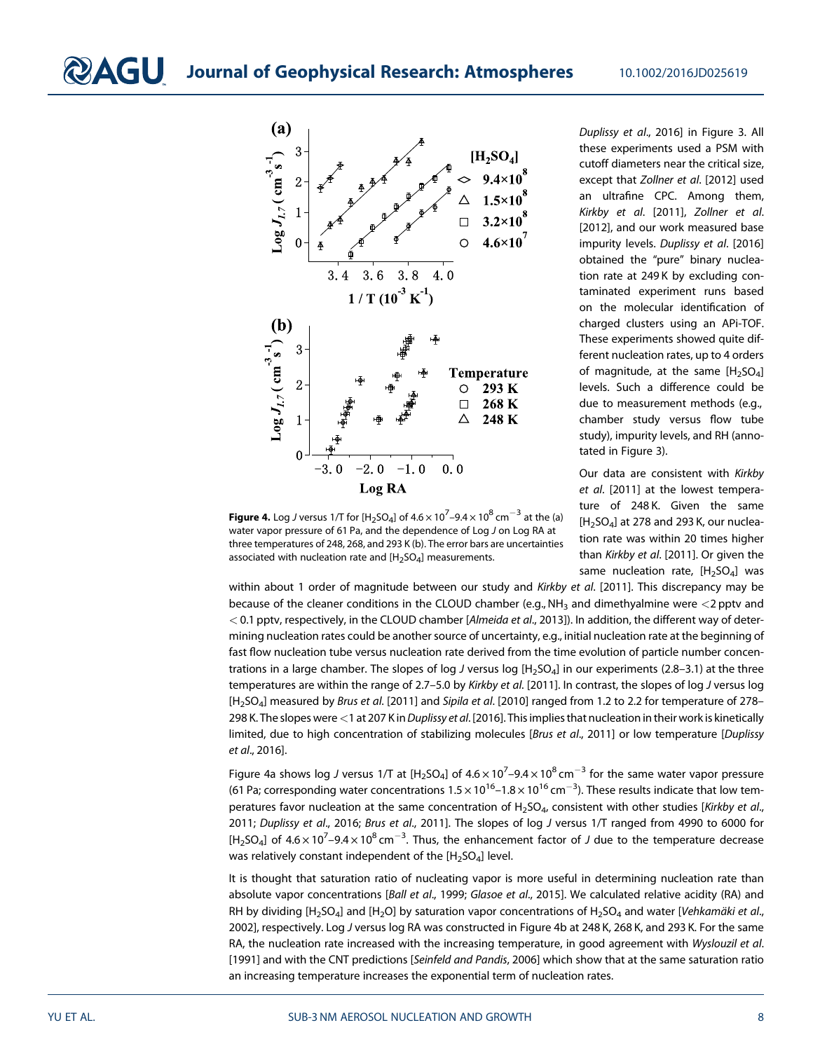Duplissy et al., 2016] in Figure 3. All these experiments used a PSM with cutoff diameters near the critical size, except that Zollner et al. [2012] used an ultrafine CPC. Among them, Kirkby et al. [2011], Zollner et al. [2012], and our work measured base impurity levels. Duplissy et al. [2016] obtained the "pure" binary nucleation rate at 249 K by excluding contaminated experiment runs based on the molecular identification of charged clusters using an APi-TOF. These experiments showed quite different nucleation rates, up to 4 orders of magnitude, at the same [$H_2SO_4$] levels. Such a difference could be due to measurement methods (e.g., chamber study versus flow tube study), impurity levels, and RH (annotated in Figure 3).

**Figure 4.** Log $J$ versus 1/T for [$H_2SO_4$] of $4.6 \times 10^7$–$9.4 \times 10^8$ cm$^{-3}$ at the (a) water vapor pressure of 61 Pa, and the dependence of Log $J$ on Log RA at three temperatures of 248, 268, and 293 K (b). The error bars are uncertainties associated with nucleation rate and [$H_2SO_4$] measurements.

Our data are consistent with Kirkby et al. [2011] at the lowest temperature of 248 K. Given the same [$H_2SO_4$] at 278 and 293 K, our nucleation rate was within 20 times higher than Kirkby et al. [2011]. Or given the same nucleation rate, [$H_2SO_4$] was within about 1 order of magnitude between our study and Kirkby et al. [2011]. This discrepancy may be because of the cleaner conditions in the CLOUD chamber (e.g., $NH_3$ and dimethyalmine were <2 pptv and < 0.1 pptv, respectively, in the CLOUD chamber [Almeida et al., 2013]). In addition, the different way of determining nucleation rates could be another source of uncertainty, e.g., initial nucleation rate at the beginning of fast flow nucleation tube versus nucleation rate derived from the time evolution of particle number concentrations in a large chamber. The slopes of log $J$ versus log [$H_2SO_4$] in our experiments (2.8–3.1) at the three temperatures are within the range of 2.7–5.0 by Kirkby et al. [2011]. In contrast, the slopes of log $J$ versus log [$H_2SO_4$] measured by Brus et al. [2011] and Sipila et al. [2010] ranged from 1.2 to 2.2 for temperature of 278–298 K. The slopes were <1 at 207 K in Duplissy et al. [2016]. This implies that nucleation in their work is kinetically limited, due to high concentration of stabilizing molecules [Brus et al., 2011] or low temperature [Duplissy et al., 2016].

Figure 4a shows log $J$ versus 1/T at [$H_2SO_4$] of $4.6 \times 10^7$–$9.4 \times 10^8$ cm$^{-3}$ for the same water vapor pressure (61 Pa; corresponding water concentrations $1.5 \times 10^{16}$–$1.8 \times 10^{16}$ cm$^{-3}$). These results indicate that low temperatures favor nucleation at the same concentration of $H_2SO_4$, consistent with other studies [Kirkby et al., 2011; Duplissy et al., 2016; Brus et al., 2011]. The slopes of log $J$ versus 1/T ranged from 4990 to 6000 for [$H_2SO_4$] of $4.6 \times 10^7$–$9.4 \times 10^8$ cm$^{-3}$. Thus, the enhancement factor of $J$ due to the temperature decrease was relatively constant independent of the [$H_2SO_4$] level.

It is thought that saturation ratio of nucleating vapor is more useful in determining nucleation rate than absolute vapor concentrations [Ball et al., 1999; Glasoe et al., 2015]. We calculated relative acidity (RA) and RH by dividing [$H_2SO_4$] and [$H_2O$] by saturation vapor concentrations of $H_2SO_4$ and water [Vehkamäki et al., 2002], respectively. Log $J$ versus log RA was constructed in Figure 4b at 248 K, 268 K, and 293 K. For the same RA, the nucleation rate increased with the increasing temperature, in good agreement with Wyslouzil et al. [1991] and with the CNT predictions [Seinfeld and Pandis, 2006] which show that at the same saturation ratio an increasing temperature increases the exponential term of nucleation rates.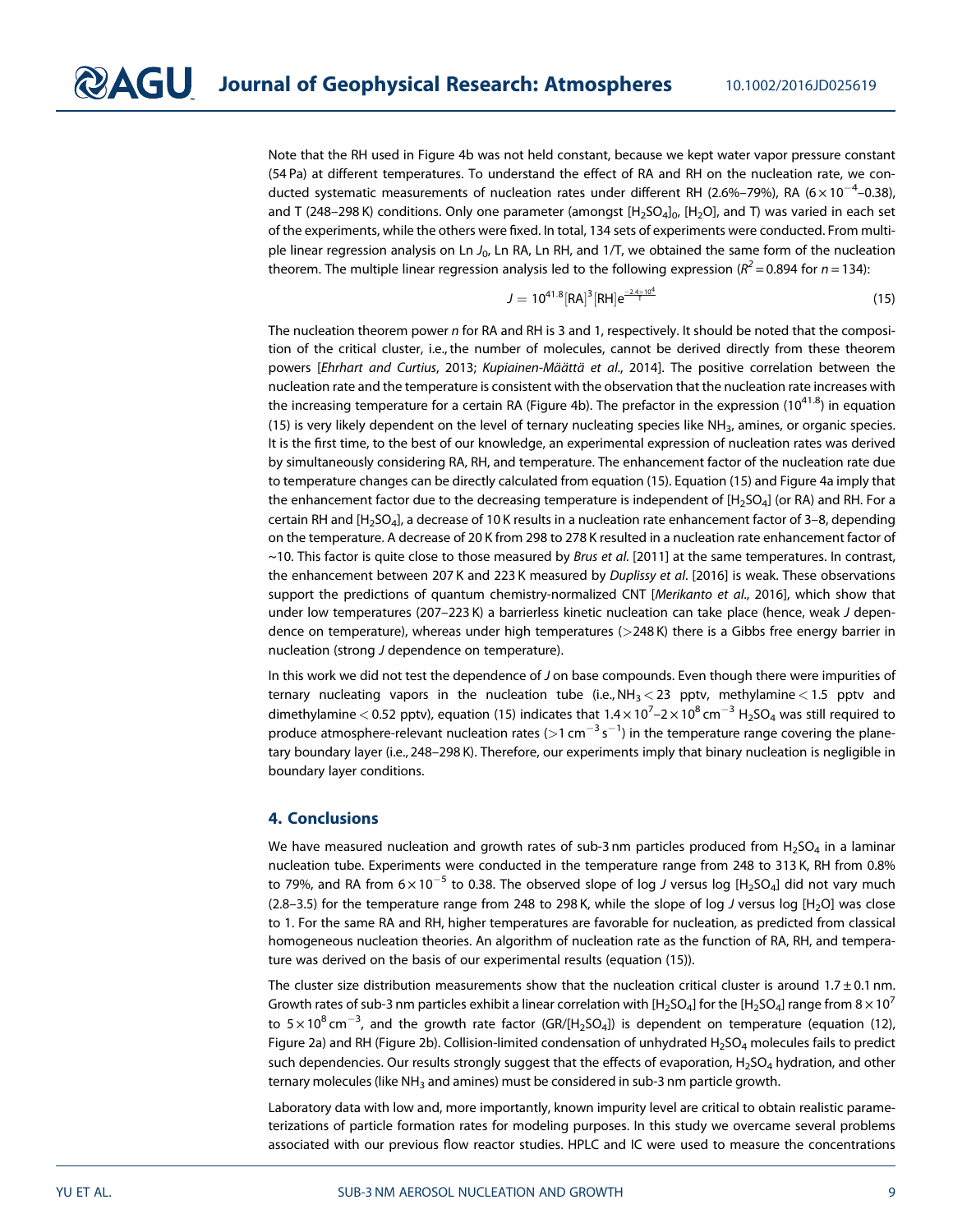Note that the RH used in Figure 4b was not held constant, because we kept water vapor pressure constant (54 Pa) at different temperatures. To understand the effect of RA and RH on the nucleation rate, we conducted systematic measurements of nucleation rates under different RH (2.6%–79%), RA ($6 \times 10^{-4}$–0.38), and T (248–298 K) conditions. Only one parameter (amongst $[H_2SO_4]_0$, $[H_2O]$, and T) was varied in each set of the experiments, while the others were fixed. In total, 134 sets of experiments were conducted. From multiple linear regression analysis on Ln $J_0$, Ln RA, Ln RH, and 1/T, we obtained the same form of the nucleation theorem. The multiple linear regression analysis led to the following expression ($R^2 = 0.894$ for $n = 134$):

$$J = 10^{41.8}[\text{RA}]^3[\text{RH}]e^{\frac{-2.4\times10^4}{T}} \tag{15}$$

The nucleation theorem power $n$ for RA and RH is 3 and 1, respectively. It should be noted that the composition of the critical cluster, i.e., the number of molecules, cannot be derived directly from these theorem powers [*Ehrhart and Curtius*, 2013; *Kupiainen-Määttä et al.*, 2014]. The positive correlation between the nucleation rate and the temperature is consistent with the observation that the nucleation rate increases with the increasing temperature for a certain RA (Figure 4b). The prefactor in the expression ($10^{41.8}$) in equation (15) is very likely dependent on the level of ternary nucleating species like $NH_3$, amines, or organic species. It is the first time, to the best of our knowledge, an experimental expression of nucleation rates was derived by simultaneously considering RA, RH, and temperature. The enhancement factor of the nucleation rate due to temperature changes can be directly calculated from equation (15). Equation (15) and Figure 4a imply that the enhancement factor due to the decreasing temperature is independent of $[H_2SO_4]$ (or RA) and RH. For a certain RH and $[H_2SO_4]$, a decrease of 10 K results in a nucleation rate enhancement factor of 3–8, depending on the temperature. A decrease of 20 K from 298 to 278 K resulted in a nucleation rate enhancement factor of ~10. This factor is quite close to those measured by *Brus et al.* [2011] at the same temperatures. In contrast, the enhancement between 207 K and 223 K measured by *Duplissy et al.* [2016] is weak. These observations support the predictions of quantum chemistry-normalized CNT [*Merikanto et al.*, 2016], which show that under low temperatures (207–223 K) a barrierless kinetic nucleation can take place (hence, weak $J$ dependence on temperature), whereas under high temperatures (>248 K) there is a Gibbs free energy barrier in nucleation (strong $J$ dependence on temperature).

In this work we did not test the dependence of $J$ on base compounds. Even though there were impurities of ternary nucleating vapors in the nucleation tube (i.e., $NH_3 < 23$ pptv, methylamine < 1.5 pptv and dimethylamine < 0.52 pptv), equation (15) indicates that $1.4 \times 10^7$–$2 \times 10^8$ cm$^{-3}$ $H_2SO_4$ was still required to produce atmosphere-relevant nucleation rates (>1 cm$^{-3}$ s$^{-1}$) in the temperature range covering the planetary boundary layer (i.e., 248–298 K). Therefore, our experiments imply that binary nucleation is negligible in boundary layer conditions.

## 4. Conclusions

We have measured nucleation and growth rates of sub-3 nm particles produced from $H_2SO_4$ in a laminar nucleation tube. Experiments were conducted in the temperature range from 248 to 313 K, RH from 0.8% to 79%, and RA from $6 \times 10^{-5}$ to 0.38. The observed slope of log $J$ versus log $[H_2SO_4]$ did not vary much (2.8–3.5) for the temperature range from 248 to 298 K, while the slope of log $J$ versus log $[H_2O]$ was close to 1. For the same RA and RH, higher temperatures are favorable for nucleation, as predicted from classical homogeneous nucleation theories. An algorithm of nucleation rate as the function of RA, RH, and temperature was derived on the basis of our experimental results (equation (15)).

The cluster size distribution measurements show that the nucleation critical cluster is around $1.7 \pm 0.1$ nm. Growth rates of sub-3 nm particles exhibit a linear correlation with $[H_2SO_4]$ for the $[H_2SO_4]$ range from $8 \times 10^7$ to $5 \times 10^8$ cm$^{-3}$, and the growth rate factor (GR/$[H_2SO_4]$) is dependent on temperature (equation (12), Figure 2a) and RH (Figure 2b). Collision-limited condensation of unhydrated $H_2SO_4$ molecules fails to predict such dependencies. Our results strongly suggest that the effects of evaporation, $H_2SO_4$ hydration, and other ternary molecules (like $NH_3$ and amines) must be considered in sub-3 nm particle growth.

Laboratory data with low and, more importantly, known impurity level are critical to obtain realistic parameterizations of particle formation rates for modeling purposes. In this study we overcame several problems associated with our previous flow reactor studies. HPLC and IC were used to measure the concentrations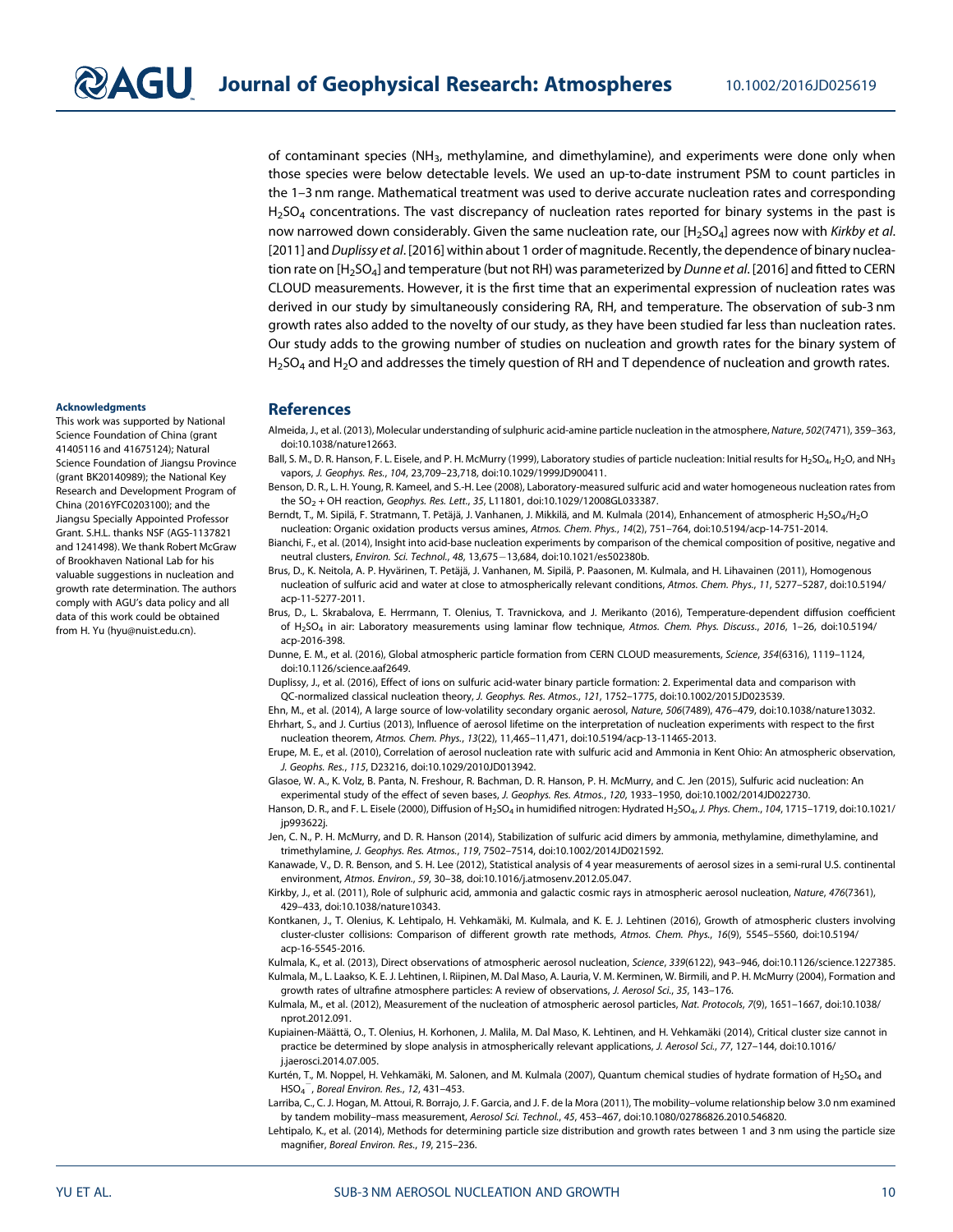of contaminant species ($NH_3$, methylamine, and dimethylamine), and experiments were done only when those species were below detectable levels. We used an up-to-date instrument PSM to count particles in the 1–3 nm range. Mathematical treatment was used to derive accurate nucleation rates and corresponding $H_2SO_4$ concentrations. The vast discrepancy of nucleation rates reported for binary systems in the past is now narrowed down considerably. Given the same nucleation rate, our [$H_2SO_4$] agrees now with *Kirkby et al.* [2011] and *Duplissy et al.* [2016] within about 1 order of magnitude. Recently, the dependence of binary nucleation rate on [$H_2SO_4$] and temperature (but not RH) was parameterized by *Dunne et al.* [2016] and fitted to CERN CLOUD measurements. However, it is the first time that an experimental expression of nucleation rates was derived in our study by simultaneously considering RA, RH, and temperature. The observation of sub-3 nm growth rates also added to the novelty of our study, as they have been studied far less than nucleation rates. Our study adds to the growing number of studies on nucleation and growth rates for the binary system of $H_2SO_4$ and $H_2O$ and addresses the timely question of RH and T dependence of nucleation and growth rates.

#### Acknowledgments

This work was supported by National Science Foundation of China (grant 41405116 and 41675124); Natural Science Foundation of Jiangsu Province (grant BK20140989); the National Key Research and Development Program of China (2016YFC0203100); and the Jiangsu Specially Appointed Professor Grant. S.H.L. thanks NSF (AGS-1137821 and 1241498). We thank Robert McGraw of Brookhaven National Lab for his valuable suggestions in nucleation and growth rate determination. The authors comply with AGU's data policy and all data of this work could be obtained from H. Yu (hyu@nuist.edu.cn).

## References

Almeida, J., et al. (2013), Molecular understanding of sulphuric acid-amine particle nucleation in the atmosphere, *Nature*, *502*(7471), 359–363, doi:10.1038/nature12663.

Ball, S. M., D. R. Hanson, F. L. Eisele, and P. H. McMurry (1999), Laboratory studies of particle nucleation: Initial results for $H_2SO_4$, $H_2O$, and $NH_3$ vapors, *J. Geophys. Res.*, *104*, 23,709–23,718, doi:10.1029/1999JD900411.

Benson, D. R., L. H. Young, R. Kameel, and S.-H. Lee (2008), Laboratory-measured sulfuric acid and water homogeneous nucleation rates from the $SO_2$ + OH reaction, *Geophys. Res. Lett.*, *35*, L11801, doi:10.1029/12008GL033387.

Berndt, T., M. Sipilä, F. Stratmann, T. Petäjä, J. Vanhanen, J. Mikkilä, and M. Kulmala (2014), Enhancement of atmospheric $H_2SO_4/H_2O$ nucleation: Organic oxidation products versus amines, *Atmos. Chem. Phys.*, *14*(2), 751–764, doi:10.5194/acp-14-751-2014.

Bianchi, F., et al. (2014), Insight into acid-base nucleation experiments by comparison of the chemical composition of positive, negative and neutral clusters, *Environ. Sci. Technol.*, *48*, 13,675−13,684, doi:10.1021/es502380b.

Brus, D., K. Neitola, A. P. Hyvärinen, T. Petäjä, J. Vanhanen, M. Sipilä, P. Paasonen, M. Kulmala, and H. Lihavainen (2011), Homogenous nucleation of sulfuric acid and water at close to atmospherically relevant conditions, *Atmos. Chem. Phys.*, *11*, 5277–5287, doi:10.5194/acp-11-5277-2011.

Brus, D., L. Skrabalova, E. Herrmann, T. Olenius, T. Travnickova, and J. Merikanto (2016), Temperature-dependent diffusion coefficient of $H_2SO_4$ in air: Laboratory measurements using laminar flow technique, *Atmos. Chem. Phys. Discuss.*, *2016*, 1–26, doi:10.5194/acp-2016-398.

Dunne, E. M., et al. (2016), Global atmospheric particle formation from CERN CLOUD measurements, *Science*, *354*(6316), 1119–1124, doi:10.1126/science.aaf2649.

Duplissy, J., et al. (2016), Effect of ions on sulfuric acid-water binary particle formation: 2. Experimental data and comparison with QC-normalized classical nucleation theory, *J. Geophys. Res. Atmos.*, *121*, 1752–1775, doi:10.1002/2015JD023539.

Ehn, M., et al. (2014), A large source of low-volatility secondary organic aerosol, *Nature*, *506*(7489), 476–479, doi:10.1038/nature13032.

Ehrhart, S., and J. Curtius (2013), Influence of aerosol lifetime on the interpretation of nucleation experiments with respect to the first nucleation theorem, *Atmos. Chem. Phys.*, *13*(22), 11,465–11,471, doi:10.5194/acp-13-11465-2013.

Erupe, M. E., et al. (2010), Correlation of aerosol nucleation rate with sulfuric acid and Ammonia in Kent Ohio: An atmospheric observation, *J. Geophs. Res.*, *115*, D23216, doi:10.1029/2010JD013942.

Glasoe, W. A., K. Volz, B. Panta, N. Freshour, R. Bachman, D. R. Hanson, P. H. McMurry, and C. Jen (2015), Sulfuric acid nucleation: An experimental study of the effect of seven bases, *J. Geophys. Res. Atmos.*, *120*, 1933–1950, doi:10.1002/2014JD022730.

Hanson, D. R., and F. L. Eisele (2000), Diffusion of $H_2SO_4$ in humidified nitrogen: Hydrated $H_2SO_4$, *J. Phys. Chem.*, *104*, 1715–1719, doi:10.1021/jp993622j.

Jen, C. N., P. H. McMurry, and D. R. Hanson (2014), Stabilization of sulfuric acid dimers by ammonia, methylamine, dimethylamine, and trimethylamine, *J. Geophys. Res. Atmos.*, *119*, 7502–7514, doi:10.1002/2014JD021592.

Kanawade, V., D. R. Benson, and S. H. Lee (2012), Statistical analysis of 4 year measurements of aerosol sizes in a semi-rural U.S. continental environment, *Atmos. Environ.*, *59*, 30–38, doi:10.1016/j.atmosenv.2012.05.047.

Kirkby, J., et al. (2011), Role of sulphuric acid, ammonia and galactic cosmic rays in atmospheric aerosol nucleation, *Nature*, *476*(7361), 429–433, doi:10.1038/nature10343.

Kontkanen, J., T. Olenius, K. Lehtipalo, H. Vehkamäki, M. Kulmala, and K. E. J. Lehtinen (2016), Growth of atmospheric clusters involving cluster-cluster collisions: Comparison of different growth rate methods, *Atmos. Chem. Phys.*, *16*(9), 5545–5560, doi:10.5194/acp-16-5545-2016.

Kulmala, K., et al. (2013), Direct observations of atmospheric aerosol nucleation, *Science*, *339*(6122), 943–946, doi:10.1126/science.1227385.

Kulmala, M., L. Laakso, K. E. J. Lehtinen, I. Riipinen, M. Dal Maso, A. Lauria, V. M. Kerminen, W. Birmili, and P. H. McMurry (2004), Formation and growth rates of ultrafine atmosphere particles: A review of observations, *J. Aerosol Sci.*, *35*, 143–176.

Kulmala, M., et al. (2012), Measurement of the nucleation of atmospheric aerosol particles, *Nat. Protocols*, *7*(9), 1651–1667, doi:10.1038/nprot.2012.091.

Kupiainen-Määttä, O., T. Olenius, H. Korhonen, J. Malila, M. Dal Maso, K. Lehtinen, and H. Vehkamäki (2014), Critical cluster size cannot in practice be determined by slope analysis in atmospherically relevant applications, *J. Aerosol Sci.*, *77*, 127–144, doi:10.1016/j.jaerosci.2014.07.005.

Kurtén, T., M. Noppel, H. Vehkamäki, M. Salonen, and M. Kulmala (2007), Quantum chemical studies of hydrate formation of $H_2SO_4$ and $HSO_4^-$, *Boreal Environ. Res.*, *12*, 431–453.

Larriba, C., C. J. Hogan, M. Attoui, R. Borrajo, J. F. Garcia, and J. F. de la Mora (2011), The mobility–volume relationship below 3.0 nm examined by tandem mobility–mass measurement, *Aerosol Sci. Technol.*, *45*, 453–467, doi:10.1080/02786826.2010.546820.

Lehtipalo, K., et al. (2014), Methods for determining particle size distribution and growth rates between 1 and 3 nm using the particle size magnifier, *Boreal Environ. Res.*, *19*, 215–236.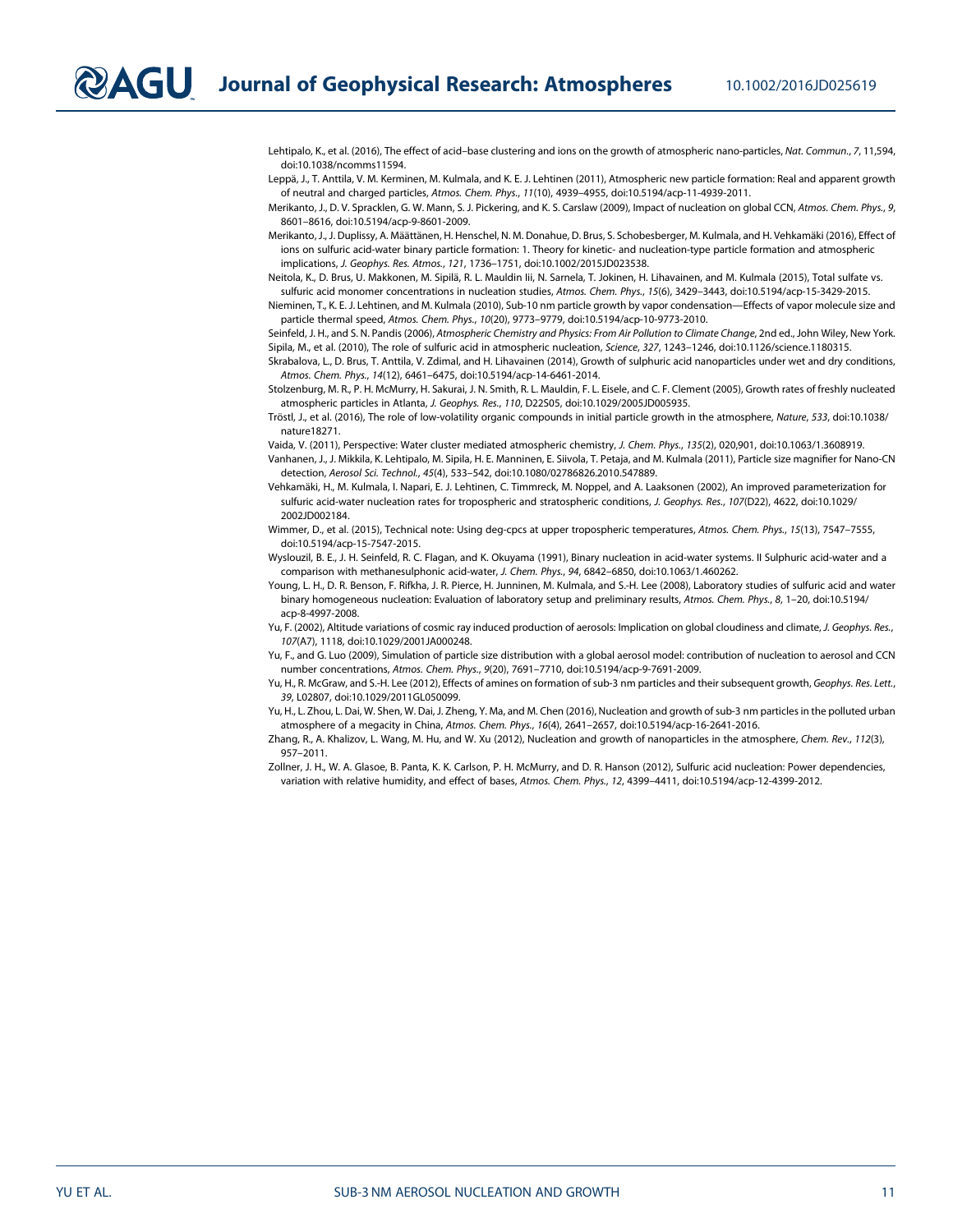Lehtipalo, K., et al. (2016), The effect of acid–base clustering and ions on the growth of atmospheric nano-particles, *Nat. Commun.*, *7*, 11,594, doi:10.1038/ncomms11594.

Leppä, J., T. Anttila, V. M. Kerminen, M. Kulmala, and K. E. J. Lehtinen (2011), Atmospheric new particle formation: Real and apparent growth of neutral and charged particles, *Atmos. Chem. Phys.*, *11*(10), 4939–4955, doi:10.5194/acp-11-4939-2011.

Merikanto, J., D. V. Spracklen, G. W. Mann, S. J. Pickering, and K. S. Carslaw (2009), Impact of nucleation on global CCN, *Atmos. Chem. Phys.*, *9*, 8601–8616, doi:10.5194/acp-9-8601-2009.

Merikanto, J., J. Duplissy, A. Määttänen, H. Henschel, N. M. Donahue, D. Brus, S. Schobesberger, M. Kulmala, and H. Vehkamäki (2016), Effect of ions on sulfuric acid-water binary particle formation: 1. Theory for kinetic- and nucleation-type particle formation and atmospheric implications, *J. Geophys. Res. Atmos.*, *121*, 1736–1751, doi:10.1002/2015JD023538.

Neitola, K., D. Brus, U. Makkonen, M. Sipilä, R. L. Mauldin Iii, N. Sarnela, T. Jokinen, H. Lihavainen, and M. Kulmala (2015), Total sulfate vs. sulfuric acid monomer concentrations in nucleation studies, *Atmos. Chem. Phys.*, *15*(6), 3429–3443, doi:10.5194/acp-15-3429-2015.

Nieminen, T., K. E. J. Lehtinen, and M. Kulmala (2010), Sub-10 nm particle growth by vapor condensation—Effects of vapor molecule size and particle thermal speed, *Atmos. Chem. Phys.*, *10*(20), 9773–9779, doi:10.5194/acp-10-9773-2010.

Seinfeld, J. H., and S. N. Pandis (2006), *Atmospheric Chemistry and Physics: From Air Pollution to Climate Change*, 2nd ed., John Wiley, New York.

Sipila, M., et al. (2010), The role of sulfuric acid in atmospheric nucleation, *Science*, *327*, 1243–1246, doi:10.1126/science.1180315.

Skrabalova, L., D. Brus, T. Anttila, V. Zdimal, and H. Lihavainen (2014), Growth of sulphuric acid nanoparticles under wet and dry conditions, *Atmos. Chem. Phys.*, *14*(12), 6461–6475, doi:10.5194/acp-14-6461-2014.

Stolzenburg, M. R., P. H. McMurry, H. Sakurai, J. N. Smith, R. L. Mauldin, F. L. Eisele, and C. F. Clement (2005), Growth rates of freshly nucleated atmospheric particles in Atlanta, *J. Geophys. Res.*, *110*, D22S05, doi:10.1029/2005JD005935.

Tröstl, J., et al. (2016), The role of low-volatility organic compounds in initial particle growth in the atmosphere, *Nature*, *533*, doi:10.1038/nature18271.

Vaida, V. (2011), Perspective: Water cluster mediated atmospheric chemistry, *J. Chem. Phys.*, *135*(2), 020,901, doi:10.1063/1.3608919.

Vanhanen, J., J. Mikkila, K. Lehtipalo, M. Sipila, H. E. Manninen, E. Siivola, T. Petaja, and M. Kulmala (2011), Particle size magnifier for Nano-CN detection, *Aerosol Sci. Technol.*, *45*(4), 533–542, doi:10.1080/02786826.2010.547889.

Vehkamäki, H., M. Kulmala, I. Napari, E. J. Lehtinen, C. Timmreck, M. Noppel, and A. Laaksonen (2002), An improved parameterization for sulfuric acid-water nucleation rates for tropospheric and stratospheric conditions, *J. Geophys. Res.*, *107*(D22), 4622, doi:10.1029/2002JD002184.

Wimmer, D., et al. (2015), Technical note: Using deg-cpcs at upper tropospheric temperatures, *Atmos. Chem. Phys.*, *15*(13), 7547–7555, doi:10.5194/acp-15-7547-2015.

Wyslouzil, B. E., J. H. Seinfeld, R. C. Flagan, and K. Okuyama (1991), Binary nucleation in acid-water systems. II Sulphuric acid-water and a comparison with methanesulphonic acid-water, *J. Chem. Phys.*, *94*, 6842–6850, doi:10.1063/1.460262.

Young, L. H., D. R. Benson, F. Rifkha, J. R. Pierce, H. Junninen, M. Kulmala, and S.-H. Lee (2008), Laboratory studies of sulfuric acid and water binary homogeneous nucleation: Evaluation of laboratory setup and preliminary results, *Atmos. Chem. Phys.*, *8*, 1–20, doi:10.5194/acp-8-4997-2008.

Yu, F. (2002), Altitude variations of cosmic ray induced production of aerosols: Implication on global cloudiness and climate, *J. Geophys. Res.*, *107*(A7), 1118, doi:10.1029/2001JA000248.

Yu, F., and G. Luo (2009), Simulation of particle size distribution with a global aerosol model: contribution of nucleation to aerosol and CCN number concentrations, *Atmos. Chem. Phys.*, *9*(20), 7691–7710, doi:10.5194/acp-9-7691-2009.

Yu, H., R. McGraw, and S.-H. Lee (2012), Effects of amines on formation of sub-3 nm particles and their subsequent growth, *Geophys. Res. Lett.*, *39*, L02807, doi:10.1029/2011GL050099.

Yu, H., L. Zhou, L. Dai, W. Shen, W. Dai, J. Zheng, Y. Ma, and M. Chen (2016), Nucleation and growth of sub-3 nm particles in the polluted urban atmosphere of a megacity in China, *Atmos. Chem. Phys.*, *16*(4), 2641–2657, doi:10.5194/acp-16-2641-2016.

Zhang, R., A. Khalizov, L. Wang, M. Hu, and W. Xu (2012), Nucleation and growth of nanoparticles in the atmosphere, *Chem. Rev.*, *112*(3), 957–2011.

Zollner, J. H., W. A. Glasoe, B. Panta, K. K. Carlson, P. H. McMurry, and D. R. Hanson (2012), Sulfuric acid nucleation: Power dependencies, variation with relative humidity, and effect of bases, *Atmos. Chem. Phys.*, *12*, 4399–4411, doi:10.5194/acp-12-4399-2012.